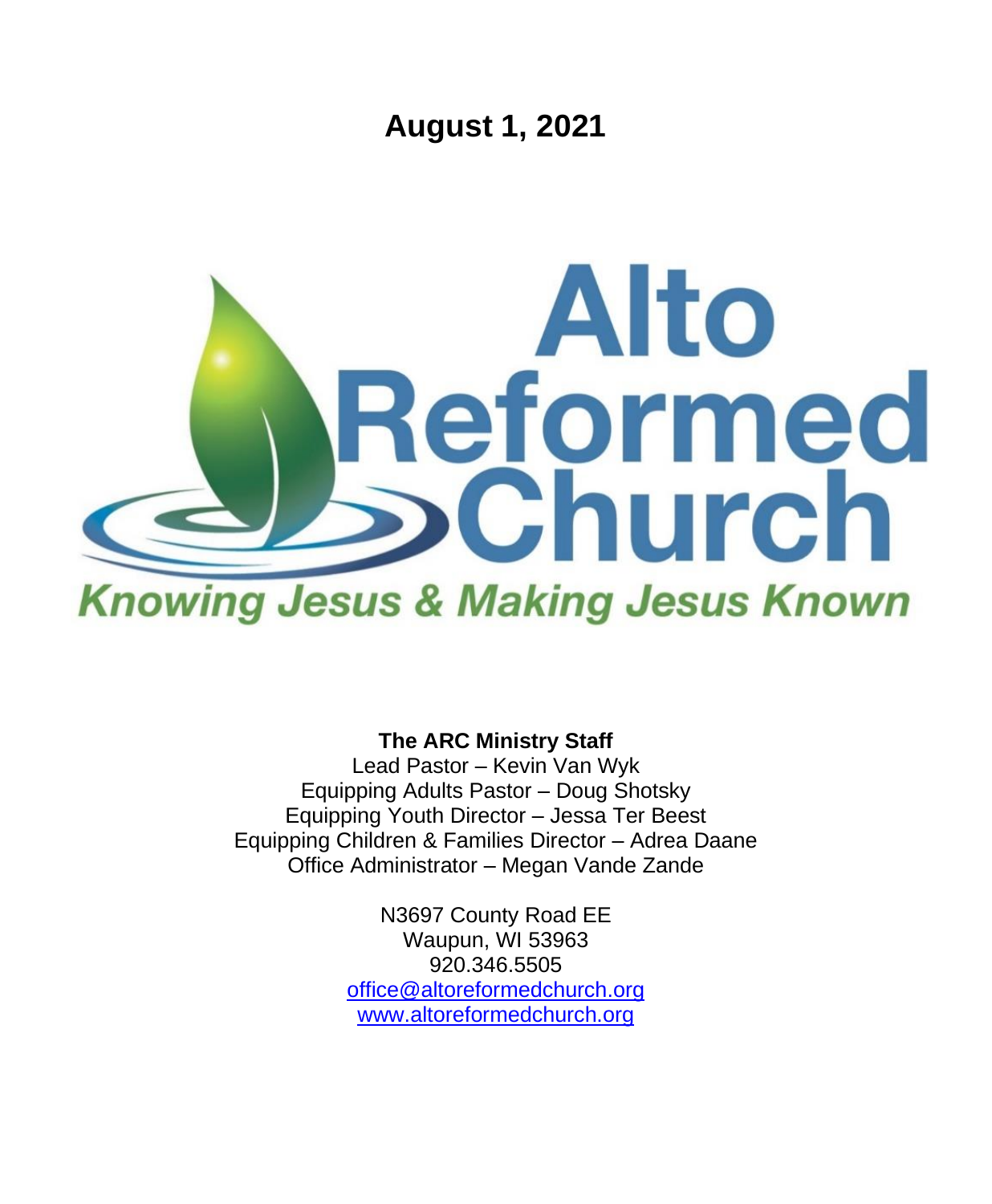# August 1, 2021

# Alto Reformed Church

*Knowing Jesus & Making Jesus Known*

**The ARC Ministry Staff**

Lead Pastor – Kevin Van Wyk
Equipping Adults Pastor – Doug Shotsky
Equipping Youth Director – Jessa Ter Beest
Equipping Children & Families Director – Adrea Daane
Office Administrator – Megan Vande Zande

N3697 County Road EE
Waupun, WI 53963
920.346.5505
office@altoreformedchurch.org
www.altoreformedchurch.org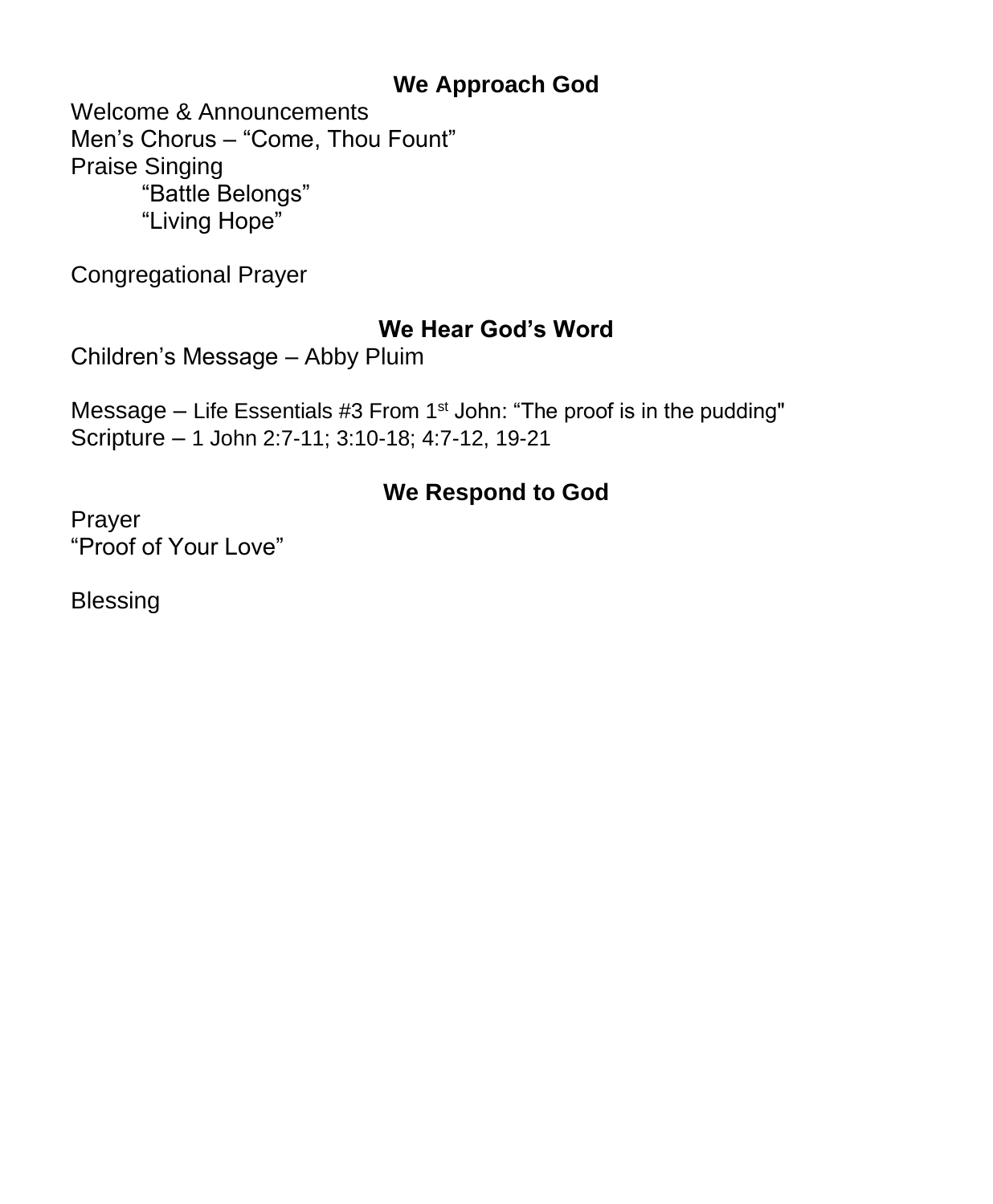## We Approach God

Welcome & Announcements
Men's Chorus – "Come, Thou Fount"
Praise Singing
"Battle Belongs"
"Living Hope"

Congregational Prayer

## We Hear God's Word

Children's Message – Abby Pluim

Message – Life Essentials #3 From 1st John: "The proof is in the pudding"
Scripture – 1 John 2:7-11; 3:10-18; 4:7-12, 19-21

## We Respond to God

Prayer
"Proof of Your Love"

Blessing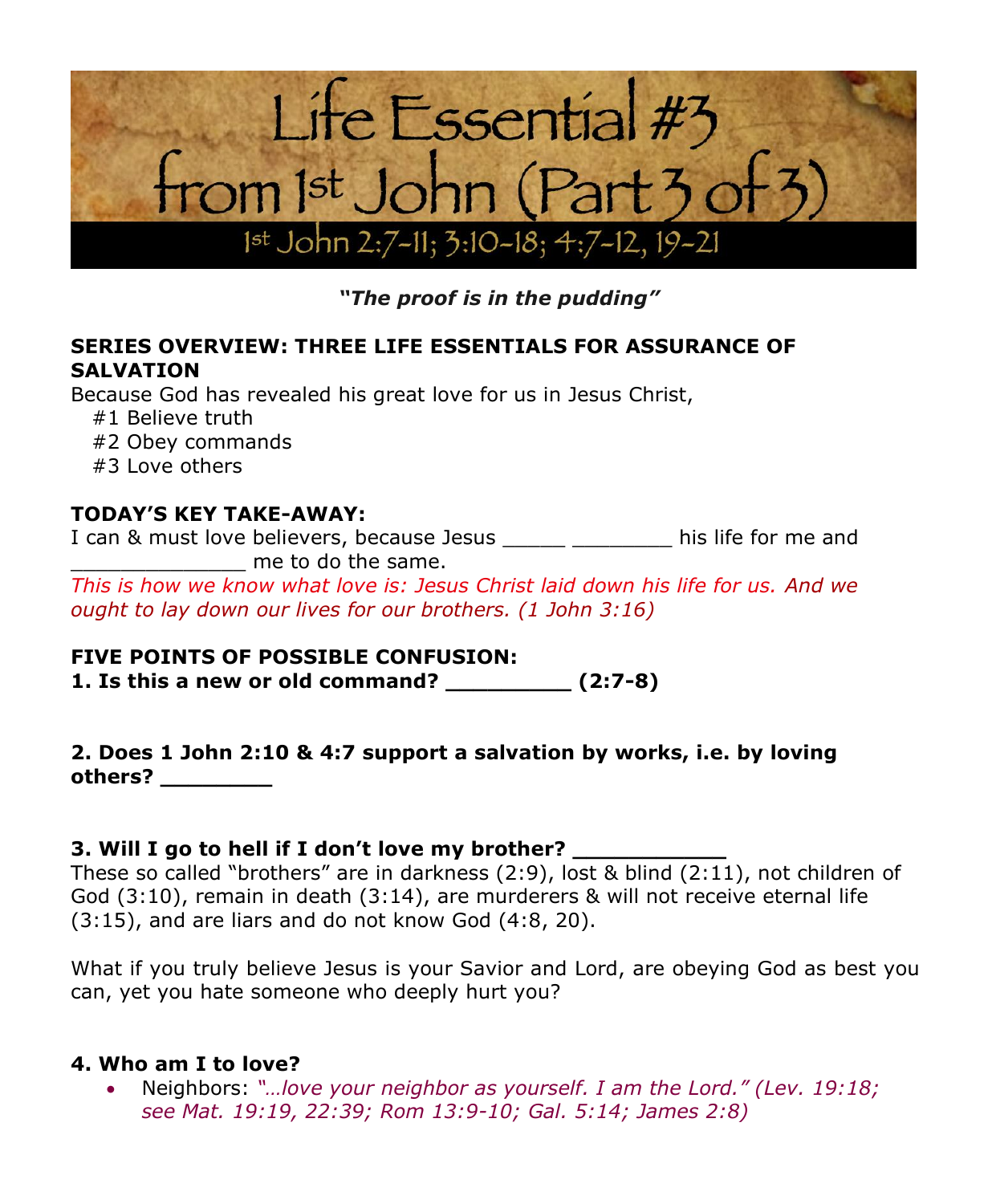# Life Essential #3 from 1st John (Part 3 of 3)

## 1st John 2:7-11; 3:10-18; 4:7-12, 19-21

***"The proof is in the pudding"***

**SERIES OVERVIEW: THREE LIFE ESSENTIALS FOR ASSURANCE OF SALVATION**

Because God has revealed his great love for us in Jesus Christ,

#1 Believe truth
#2 Obey commands
#3 Love others

**TODAY'S KEY TAKE-AWAY:**

I can & must love believers, because Jesus _____ ________ his life for me and ______________ me to do the same.

*This is how we know what love is: Jesus Christ laid down his life for us. And we ought to lay down our lives for our brothers. (1 John 3:16)*

**FIVE POINTS OF POSSIBLE CONFUSION:**

**1. Is this a new or old command? _________ (2:7-8)**

**2. Does 1 John 2:10 & 4:7 support a salvation by works, i.e. by loving others? ________**

**3. Will I go to hell if I don't love my brother? ___________**

These so called "brothers" are in darkness (2:9), lost & blind (2:11), not children of God (3:10), remain in death (3:14), are murderers & will not receive eternal life (3:15), and are liars and do not know God (4:8, 20).

What if you truly believe Jesus is your Savior and Lord, are obeying God as best you can, yet you hate someone who deeply hurt you?

**4. Who am I to love?**

- Neighbors: *"…love your neighbor as yourself. I am the Lord." (Lev. 19:18; see Mat. 19:19, 22:39; Rom 13:9-10; Gal. 5:14; James 2:8)*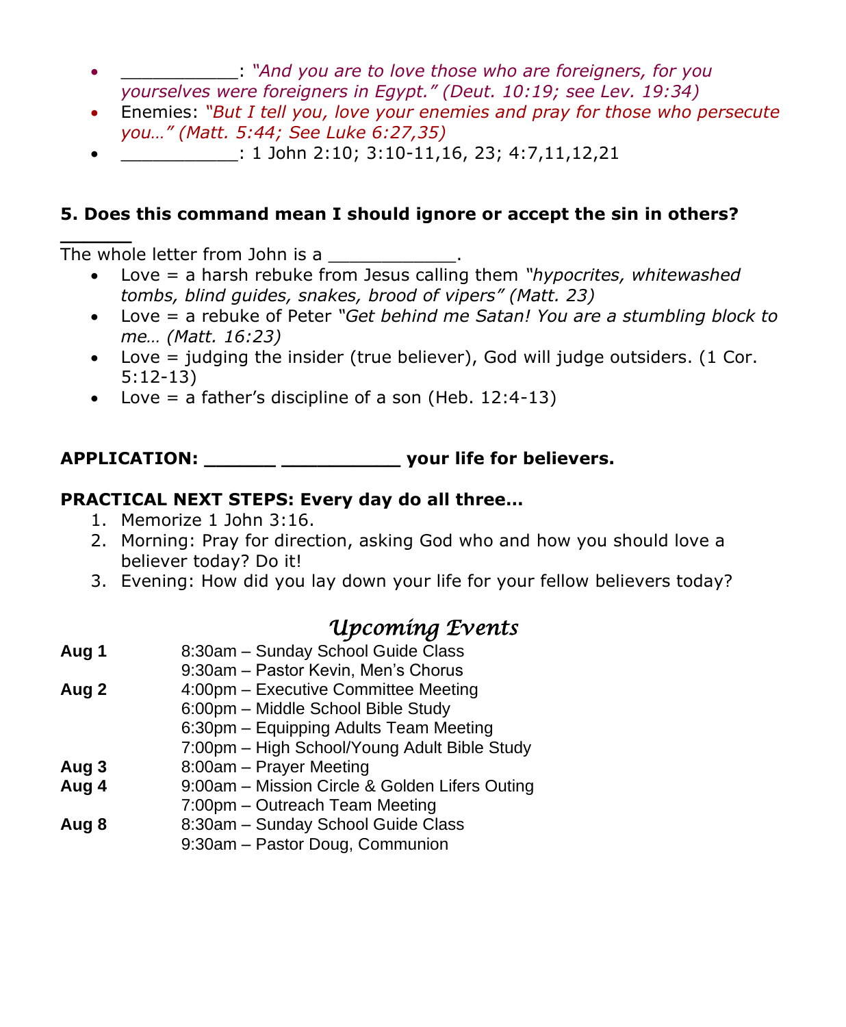- ___________: *"And you are to love those who are foreigners, for you yourselves were foreigners in Egypt." (Deut. 10:19; see Lev. 19:34)*
- Enemies: *"But I tell you, love your enemies and pray for those who persecute you…" (Matt. 5:44; See Luke 6:27,35)*
- ___________: 1 John 2:10; 3:10-11,16, 23; 4:7,11,12,21

**5. Does this command mean I should ignore or accept the sin in others? ______**

The whole letter from John is a ____________.

- Love = a harsh rebuke from Jesus calling them *"hypocrites, whitewashed tombs, blind guides, snakes, brood of vipers" (Matt. 23)*
- Love = a rebuke of Peter *"Get behind me Satan! You are a stumbling block to me… (Matt. 16:23)*
- Love = judging the insider (true believer), God will judge outsiders. (1 Cor. 5:12-13)
- Love = a father's discipline of a son (Heb. 12:4-13)

**APPLICATION: ______ __________ your life for believers.**

**PRACTICAL NEXT STEPS: Every day do all three…**

1. Memorize 1 John 3:16.
2. Morning: Pray for direction, asking God who and how you should love a believer today? Do it!
3. Evening: How did you lay down your life for your fellow believers today?

## *Upcoming Events*

| | |
|---|---|
| **Aug 1** | 8:30am – Sunday School Guide Class |
| | 9:30am – Pastor Kevin, Men's Chorus |
| **Aug 2** | 4:00pm – Executive Committee Meeting |
| | 6:00pm – Middle School Bible Study |
| | 6:30pm – Equipping Adults Team Meeting |
| | 7:00pm – High School/Young Adult Bible Study |
| **Aug 3** | 8:00am – Prayer Meeting |
| **Aug 4** | 9:00am – Mission Circle & Golden Lifers Outing |
| | 7:00pm – Outreach Team Meeting |
| **Aug 8** | 8:30am – Sunday School Guide Class |
| | 9:30am – Pastor Doug, Communion |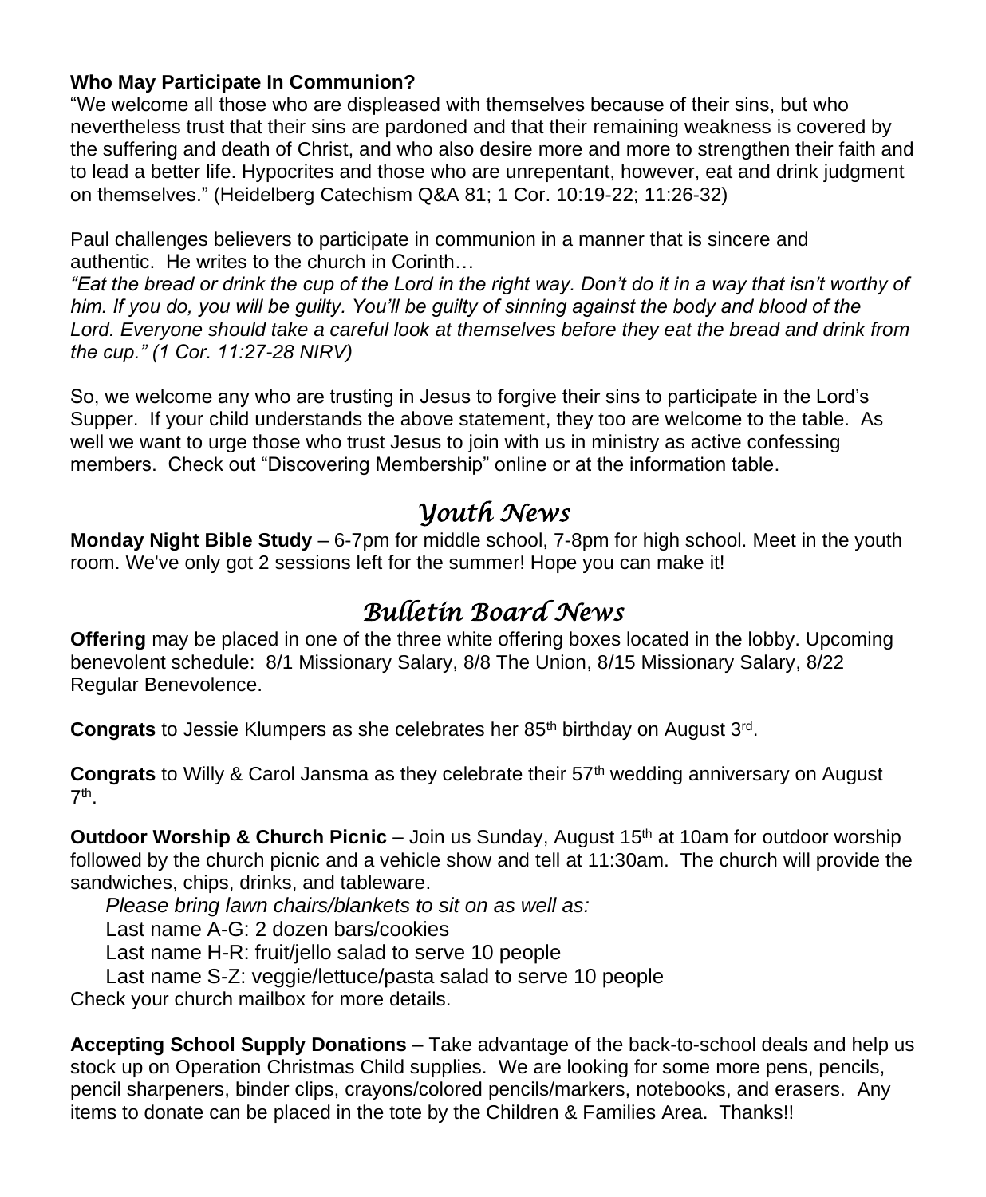**Who May Participate In Communion?**

"We welcome all those who are displeased with themselves because of their sins, but who nevertheless trust that their sins are pardoned and that their remaining weakness is covered by the suffering and death of Christ, and who also desire more and more to strengthen their faith and to lead a better life. Hypocrites and those who are unrepentant, however, eat and drink judgment on themselves." (Heidelberg Catechism Q&A 81; 1 Cor. 10:19-22; 11:26-32)

Paul challenges believers to participate in communion in a manner that is sincere and authentic. He writes to the church in Corinth…

*"Eat the bread or drink the cup of the Lord in the right way. Don't do it in a way that isn't worthy of him. If you do, you will be guilty. You'll be guilty of sinning against the body and blood of the Lord. Everyone should take a careful look at themselves before they eat the bread and drink from the cup." (1 Cor. 11:27-28 NIRV)*

So, we welcome any who are trusting in Jesus to forgive their sins to participate in the Lord's Supper. If your child understands the above statement, they too are welcome to the table. As well we want to urge those who trust Jesus to join with us in ministry as active confessing members. Check out "Discovering Membership" online or at the information table.

## *Youth News*

**Monday Night Bible Study** – 6-7pm for middle school, 7-8pm for high school. Meet in the youth room. We've only got 2 sessions left for the summer! Hope you can make it!

## *Bulletin Board News*

**Offering** may be placed in one of the three white offering boxes located in the lobby. Upcoming benevolent schedule: 8/1 Missionary Salary, 8/8 The Union, 8/15 Missionary Salary, 8/22 Regular Benevolence.

**Congrats** to Jessie Klumpers as she celebrates her 85th birthday on August 3rd.

**Congrats** to Willy & Carol Jansma as they celebrate their 57th wedding anniversary on August 7th.

**Outdoor Worship & Church Picnic –** Join us Sunday, August 15th at 10am for outdoor worship followed by the church picnic and a vehicle show and tell at 11:30am. The church will provide the sandwiches, chips, drinks, and tableware.

*Please bring lawn chairs/blankets to sit on as well as:*
Last name A-G: 2 dozen bars/cookies
Last name H-R: fruit/jello salad to serve 10 people
Last name S-Z: veggie/lettuce/pasta salad to serve 10 people

Check your church mailbox for more details.

**Accepting School Supply Donations** – Take advantage of the back-to-school deals and help us stock up on Operation Christmas Child supplies. We are looking for some more pens, pencils, pencil sharpeners, binder clips, crayons/colored pencils/markers, notebooks, and erasers. Any items to donate can be placed in the tote by the Children & Families Area. Thanks!!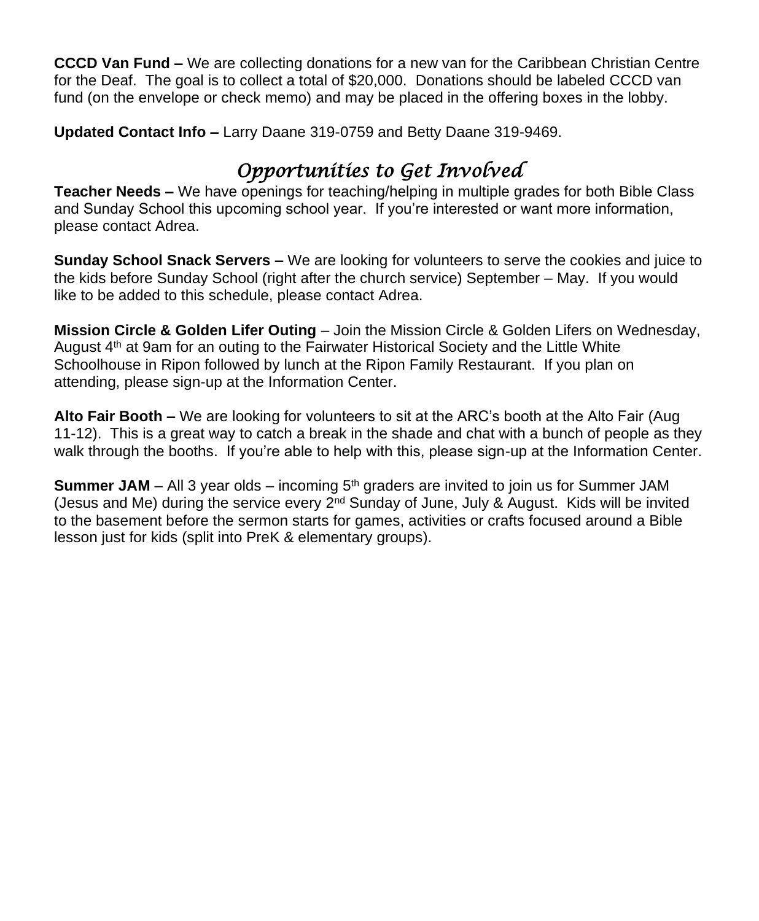**CCCD Van Fund –** We are collecting donations for a new van for the Caribbean Christian Centre for the Deaf. The goal is to collect a total of $20,000. Donations should be labeled CCCD van fund (on the envelope or check memo) and may be placed in the offering boxes in the lobby.

**Updated Contact Info –** Larry Daane 319-0759 and Betty Daane 319-9469.

## *Opportunities to Get Involved*

**Teacher Needs –** We have openings for teaching/helping in multiple grades for both Bible Class and Sunday School this upcoming school year. If you're interested or want more information, please contact Adrea.

**Sunday School Snack Servers –** We are looking for volunteers to serve the cookies and juice to the kids before Sunday School (right after the church service) September – May. If you would like to be added to this schedule, please contact Adrea.

**Mission Circle & Golden Lifer Outing** – Join the Mission Circle & Golden Lifers on Wednesday, August 4th at 9am for an outing to the Fairwater Historical Society and the Little White Schoolhouse in Ripon followed by lunch at the Ripon Family Restaurant. If you plan on attending, please sign-up at the Information Center.

**Alto Fair Booth –** We are looking for volunteers to sit at the ARC's booth at the Alto Fair (Aug 11-12). This is a great way to catch a break in the shade and chat with a bunch of people as they walk through the booths. If you're able to help with this, please sign-up at the Information Center.

**Summer JAM** – All 3 year olds – incoming 5th graders are invited to join us for Summer JAM (Jesus and Me) during the service every 2nd Sunday of June, July & August. Kids will be invited to the basement before the sermon starts for games, activities or crafts focused around a Bible lesson just for kids (split into PreK & elementary groups).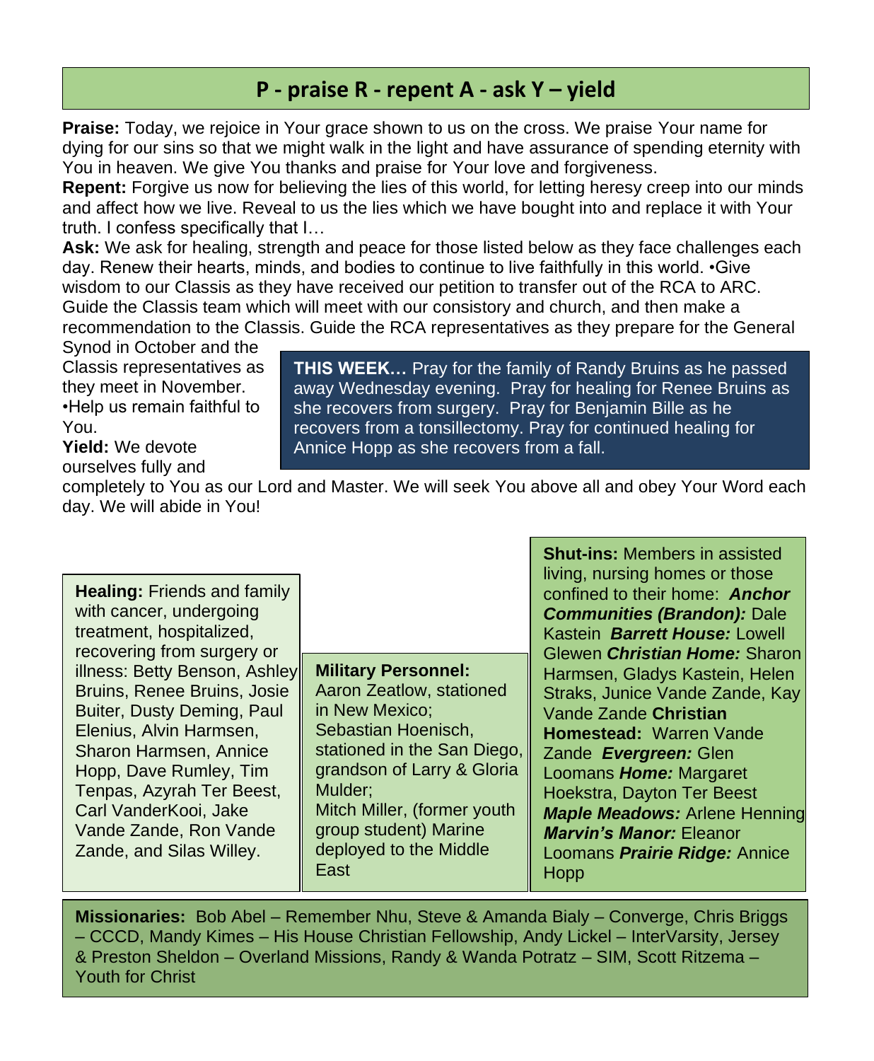## P - praise R - repent A - ask Y – yield

**Praise:** Today, we rejoice in Your grace shown to us on the cross. We praise Your name for dying for our sins so that we might walk in the light and have assurance of spending eternity with You in heaven. We give You thanks and praise for Your love and forgiveness.

**Repent:** Forgive us now for believing the lies of this world, for letting heresy creep into our minds and affect how we live. Reveal to us the lies which we have bought into and replace it with Your truth. I confess specifically that I…

**Ask:** We ask for healing, strength and peace for those listed below as they face challenges each day. Renew their hearts, minds, and bodies to continue to live faithfully in this world. •Give wisdom to our Classis as they have received our petition to transfer out of the RCA to ARC. Guide the Classis team which will meet with our consistory and church, and then make a recommendation to the Classis. Guide the RCA representatives as they prepare for the General Synod in October and the Classis representatives as they meet in November. •Help us remain faithful to You.

**Yield:** We devote ourselves fully and completely to You as our Lord and Master. We will seek You above all and obey Your Word each day. We will abide in You!

**THIS WEEK…** Pray for the family of Randy Bruins as he passed away Wednesday evening. Pray for healing for Renee Bruins as she recovers from surgery. Pray for Benjamin Bille as he recovers from a tonsillectomy. Pray for continued healing for Annice Hopp as she recovers from a fall.

**Healing:** Friends and family with cancer, undergoing treatment, hospitalized, recovering from surgery or illness: Betty Benson, Ashley Bruins, Renee Bruins, Josie Buiter, Dusty Deming, Paul Elenius, Alvin Harmsen, Sharon Harmsen, Annice Hopp, Dave Rumley, Tim Tenpas, Azyrah Ter Beest, Carl VanderKooi, Jake Vande Zande, Ron Vande Zande, and Silas Willey.

**Military Personnel:**
Aaron Zeatlow, stationed in New Mexico;
Sebastian Hoenisch, stationed in the San Diego, grandson of Larry & Gloria Mulder;
Mitch Miller, (former youth group student) Marine deployed to the Middle East

**Shut-ins:** Members in assisted living, nursing homes or those confined to their home: ***Anchor Communities (Brandon):*** Dale Kastein ***Barrett House:*** Lowell Glewen ***Christian Home:*** Sharon Harmsen, Gladys Kastein, Helen Straks, Junice Vande Zande, Kay Vande Zande **Christian Homestead:** Warren Vande Zande ***Evergreen:*** Glen Loomans ***Home:*** Margaret Hoekstra, Dayton Ter Beest ***Maple Meadows:*** Arlene Henning ***Marvin's Manor:*** Eleanor Loomans ***Prairie Ridge:*** Annice Hopp

**Missionaries:** Bob Abel – Remember Nhu, Steve & Amanda Bialy – Converge, Chris Briggs – CCCD, Mandy Kimes – His House Christian Fellowship, Andy Lickel – InterVarsity, Jersey & Preston Sheldon – Overland Missions, Randy & Wanda Potratz – SIM, Scott Ritzema – Youth for Christ